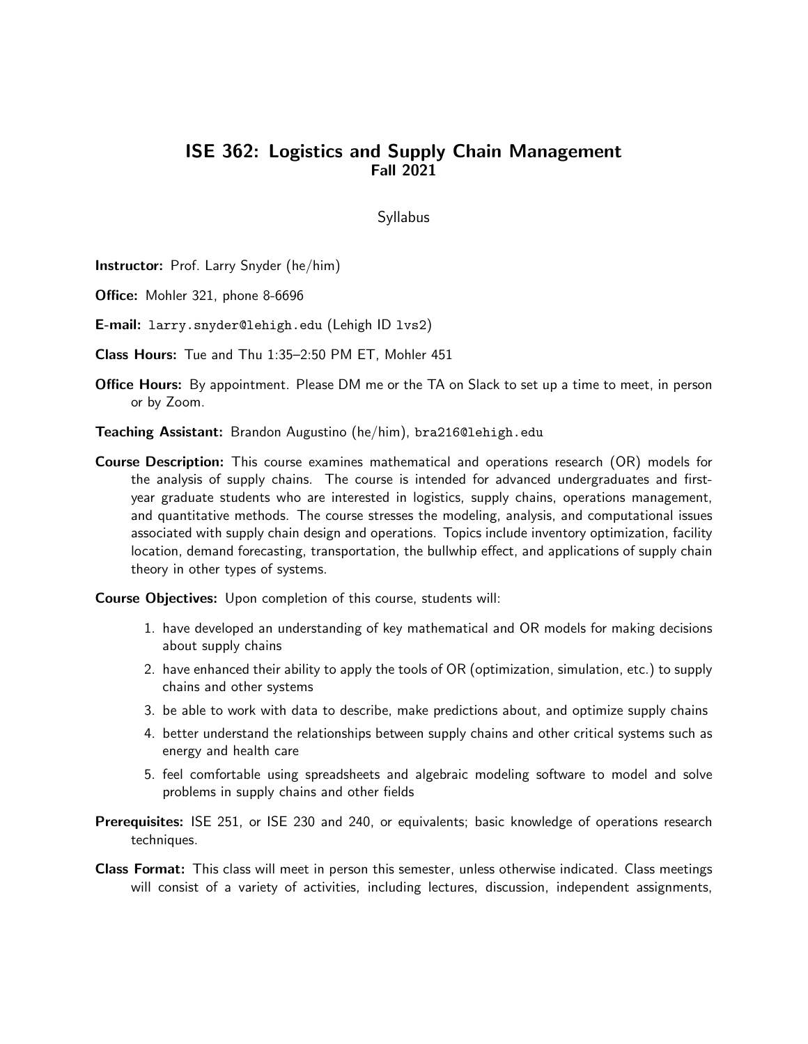# ISE 362: Logistics and Supply Chain Management

## Fall 2021

Syllabus

**Instructor:** Prof. Larry Snyder (he/him)

**Office:** Mohler 321, phone 8-6696

**E-mail:** `larry.snyder@lehigh.edu` (Lehigh ID `lvs2`)

**Class Hours:** Tue and Thu 1:35–2:50 PM ET, Mohler 451

**Office Hours:** By appointment. Please DM me or the TA on Slack to set up a time to meet, in person or by Zoom.

**Teaching Assistant:** Brandon Augustino (he/him), `bra216@lehigh.edu`

**Course Description:** This course examines mathematical and operations research (OR) models for the analysis of supply chains. The course is intended for advanced undergraduates and first-year graduate students who are interested in logistics, supply chains, operations management, and quantitative methods. The course stresses the modeling, analysis, and computational issues associated with supply chain design and operations. Topics include inventory optimization, facility location, demand forecasting, transportation, the bullwhip effect, and applications of supply chain theory in other types of systems.

**Course Objectives:** Upon completion of this course, students will:

1. have developed an understanding of key mathematical and OR models for making decisions about supply chains
2. have enhanced their ability to apply the tools of OR (optimization, simulation, etc.) to supply chains and other systems
3. be able to work with data to describe, make predictions about, and optimize supply chains
4. better understand the relationships between supply chains and other critical systems such as energy and health care
5. feel comfortable using spreadsheets and algebraic modeling software to model and solve problems in supply chains and other fields

**Prerequisites:** ISE 251, or ISE 230 and 240, or equivalents; basic knowledge of operations research techniques.

**Class Format:** This class will meet in person this semester, unless otherwise indicated. Class meetings will consist of a variety of activities, including lectures, discussion, independent assignments,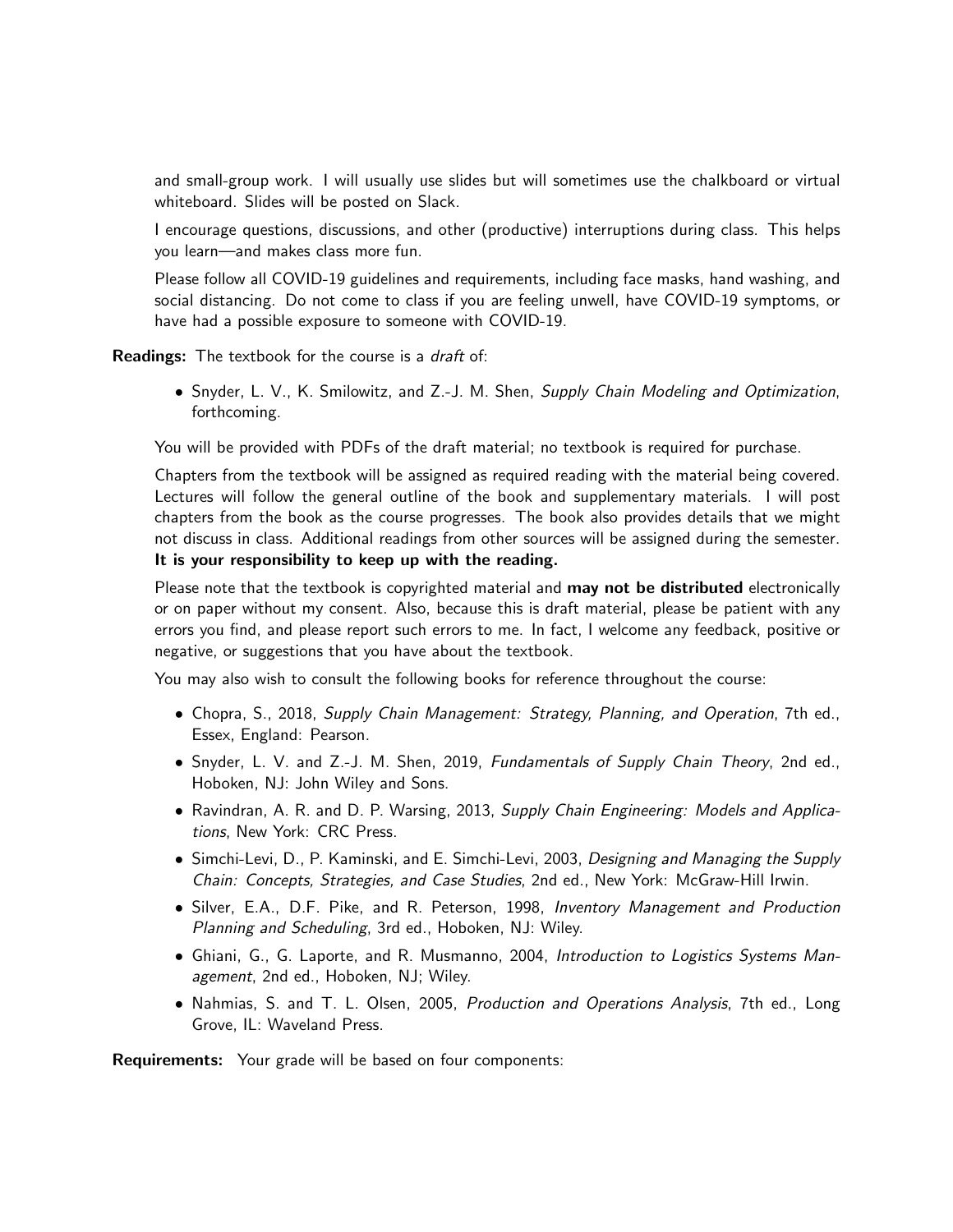and small-group work. I will usually use slides but will sometimes use the chalkboard or virtual whiteboard. Slides will be posted on Slack.

I encourage questions, discussions, and other (productive) interruptions during class. This helps you learn—and makes class more fun.

Please follow all COVID-19 guidelines and requirements, including face masks, hand washing, and social distancing. Do not come to class if you are feeling unwell, have COVID-19 symptoms, or have had a possible exposure to someone with COVID-19.

**Readings:** The textbook for the course is a *draft* of:

- Snyder, L. V., K. Smilowitz, and Z.-J. M. Shen, *Supply Chain Modeling and Optimization*, forthcoming.

You will be provided with PDFs of the draft material; no textbook is required for purchase.

Chapters from the textbook will be assigned as required reading with the material being covered. Lectures will follow the general outline of the book and supplementary materials. I will post chapters from the book as the course progresses. The book also provides details that we might not discuss in class. Additional readings from other sources will be assigned during the semester. **It is your responsibility to keep up with the reading.**

Please note that the textbook is copyrighted material and **may not be distributed** electronically or on paper without my consent. Also, because this is draft material, please be patient with any errors you find, and please report such errors to me. In fact, I welcome any feedback, positive or negative, or suggestions that you have about the textbook.

You may also wish to consult the following books for reference throughout the course:

- Chopra, S., 2018, *Supply Chain Management: Strategy, Planning, and Operation*, 7th ed., Essex, England: Pearson.
- Snyder, L. V. and Z.-J. M. Shen, 2019, *Fundamentals of Supply Chain Theory*, 2nd ed., Hoboken, NJ: John Wiley and Sons.
- Ravindran, A. R. and D. P. Warsing, 2013, *Supply Chain Engineering: Models and Applications*, New York: CRC Press.
- Simchi-Levi, D., P. Kaminski, and E. Simchi-Levi, 2003, *Designing and Managing the Supply Chain: Concepts, Strategies, and Case Studies*, 2nd ed., New York: McGraw-Hill Irwin.
- Silver, E.A., D.F. Pike, and R. Peterson, 1998, *Inventory Management and Production Planning and Scheduling*, 3rd ed., Hoboken, NJ: Wiley.
- Ghiani, G., G. Laporte, and R. Musmanno, 2004, *Introduction to Logistics Systems Management*, 2nd ed., Hoboken, NJ; Wiley.
- Nahmias, S. and T. L. Olsen, 2005, *Production and Operations Analysis*, 7th ed., Long Grove, IL: Waveland Press.

**Requirements:** Your grade will be based on four components: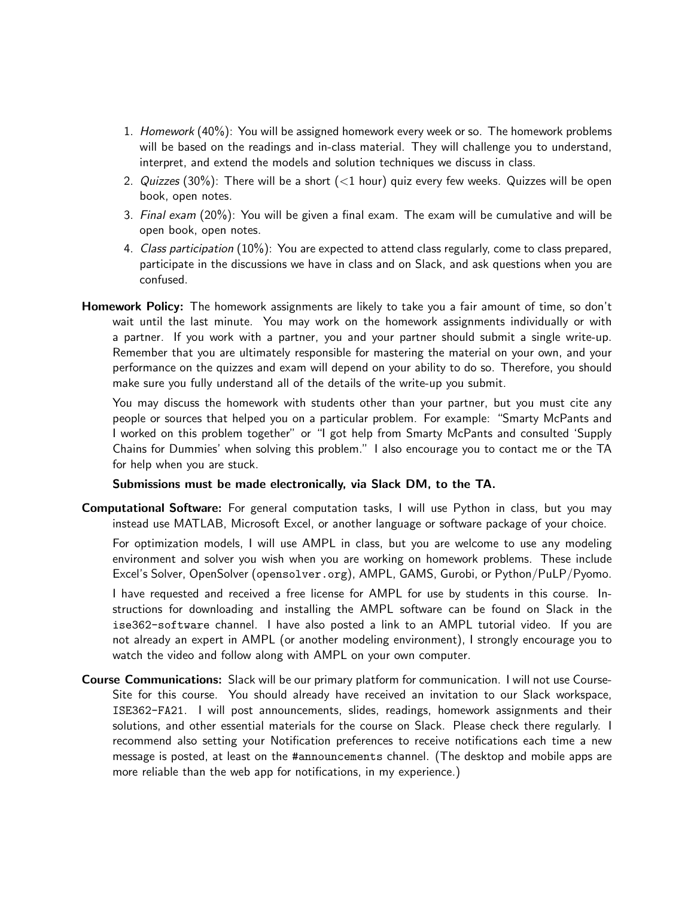1. *Homework* (40%): You will be assigned homework every week or so. The homework problems will be based on the readings and in-class material. They will challenge you to understand, interpret, and extend the models and solution techniques we discuss in class.
2. *Quizzes* (30%): There will be a short (<1 hour) quiz every few weeks. Quizzes will be open book, open notes.
3. *Final exam* (20%): You will be given a final exam. The exam will be cumulative and will be open book, open notes.
4. *Class participation* (10%): You are expected to attend class regularly, come to class prepared, participate in the discussions we have in class and on Slack, and ask questions when you are confused.

**Homework Policy:** The homework assignments are likely to take you a fair amount of time, so don't wait until the last minute. You may work on the homework assignments individually or with a partner. If you work with a partner, you and your partner should submit a single write-up. Remember that you are ultimately responsible for mastering the material on your own, and your performance on the quizzes and exam will depend on your ability to do so. Therefore, you should make sure you fully understand all of the details of the write-up you submit.

You may discuss the homework with students other than your partner, but you must cite any people or sources that helped you on a particular problem. For example: "Smarty McPants and I worked on this problem together" or "I got help from Smarty McPants and consulted 'Supply Chains for Dummies' when solving this problem." I also encourage you to contact me or the TA for help when you are stuck.

**Submissions must be made electronically, via Slack DM, to the TA.**

**Computational Software:** For general computation tasks, I will use Python in class, but you may instead use MATLAB, Microsoft Excel, or another language or software package of your choice.

For optimization models, I will use AMPL in class, but you are welcome to use any modeling environment and solver you wish when you are working on homework problems. These include Excel's Solver, OpenSolver (`opensolver.org`), AMPL, GAMS, Gurobi, or Python/PuLP/Pyomo.

I have requested and received a free license for AMPL for use by students in this course. Instructions for downloading and installing the AMPL software can be found on Slack in the `ise362-software` channel. I have also posted a link to an AMPL tutorial video. If you are not already an expert in AMPL (or another modeling environment), I strongly encourage you to watch the video and follow along with AMPL on your own computer.

**Course Communications:** Slack will be our primary platform for communication. I will not use CourseSite for this course. You should already have received an invitation to our Slack workspace, `ISE362-FA21`. I will post announcements, slides, readings, homework assignments and their solutions, and other essential materials for the course on Slack. Please check there regularly. I recommend also setting your Notification preferences to receive notifications each time a new message is posted, at least on the `#announcements` channel. (The desktop and mobile apps are more reliable than the web app for notifications, in my experience.)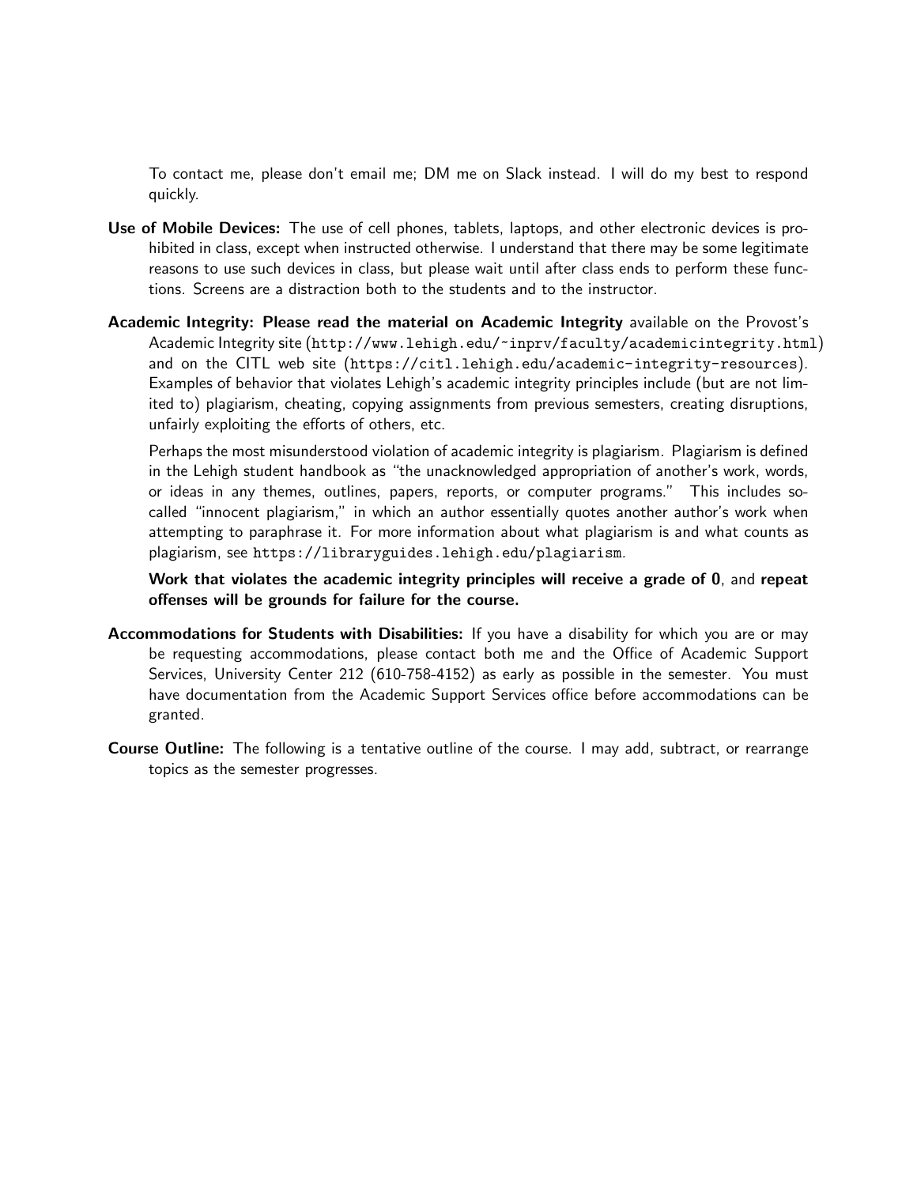To contact me, please don't email me; DM me on Slack instead. I will do my best to respond quickly.

**Use of Mobile Devices:** The use of cell phones, tablets, laptops, and other electronic devices is prohibited in class, except when instructed otherwise. I understand that there may be some legitimate reasons to use such devices in class, but please wait until after class ends to perform these functions. Screens are a distraction both to the students and to the instructor.

**Academic Integrity: Please read the material on Academic Integrity** available on the Provost's Academic Integrity site (`http://www.lehigh.edu/~inprv/faculty/academicintegrity.html`) and on the CITL web site (`https://citl.lehigh.edu/academic-integrity-resources`). Examples of behavior that violates Lehigh's academic integrity principles include (but are not limited to) plagiarism, cheating, copying assignments from previous semesters, creating disruptions, unfairly exploiting the efforts of others, etc.

Perhaps the most misunderstood violation of academic integrity is plagiarism. Plagiarism is defined in the Lehigh student handbook as "the unacknowledged appropriation of another's work, words, or ideas in any themes, outlines, papers, reports, or computer programs." This includes so-called "innocent plagiarism," in which an author essentially quotes another author's work when attempting to paraphrase it. For more information about what plagiarism is and what counts as plagiarism, see `https://libraryguides.lehigh.edu/plagiarism`.

**Work that violates the academic integrity principles will receive a grade of 0**, and **repeat offenses will be grounds for failure for the course.**

**Accommodations for Students with Disabilities:** If you have a disability for which you are or may be requesting accommodations, please contact both me and the Office of Academic Support Services, University Center 212 (610-758-4152) as early as possible in the semester. You must have documentation from the Academic Support Services office before accommodations can be granted.

**Course Outline:** The following is a tentative outline of the course. I may add, subtract, or rearrange topics as the semester progresses.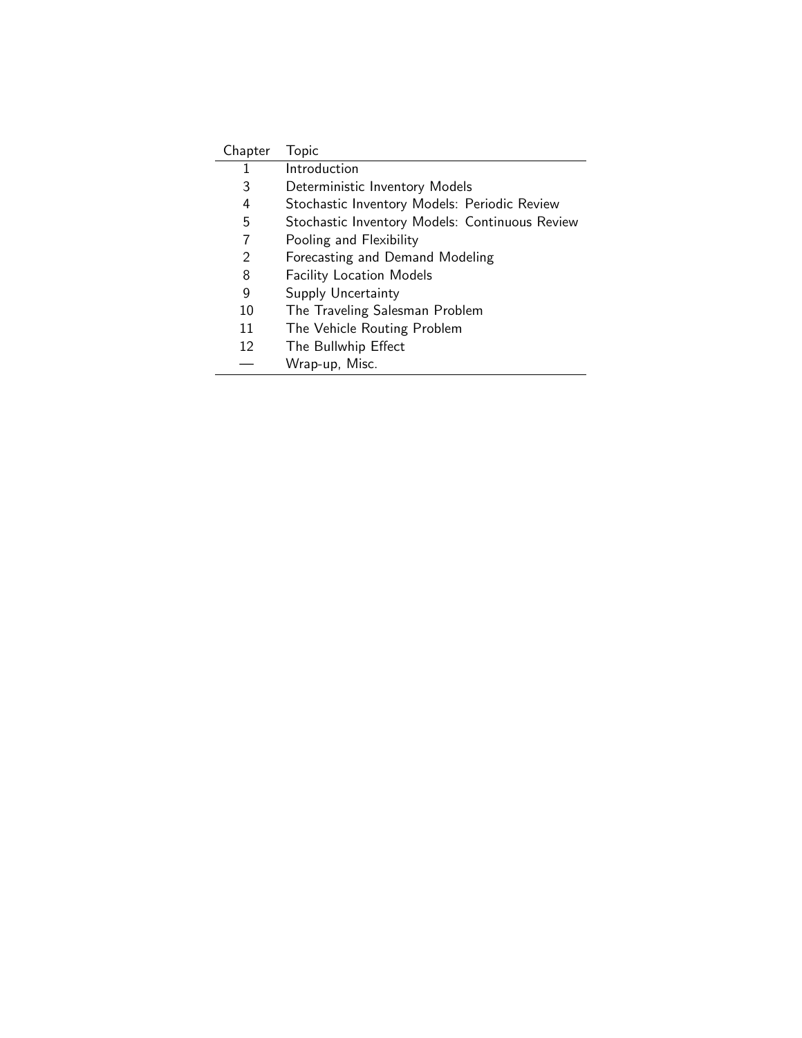| Chapter | Topic |
| --- | --- |
| 1 | Introduction |
| 3 | Deterministic Inventory Models |
| 4 | Stochastic Inventory Models: Periodic Review |
| 5 | Stochastic Inventory Models: Continuous Review |
| 7 | Pooling and Flexibility |
| 2 | Forecasting and Demand Modeling |
| 8 | Facility Location Models |
| 9 | Supply Uncertainty |
| 10 | The Traveling Salesman Problem |
| 11 | The Vehicle Routing Problem |
| 12 | The Bullwhip Effect |
| — | Wrap-up, Misc. |